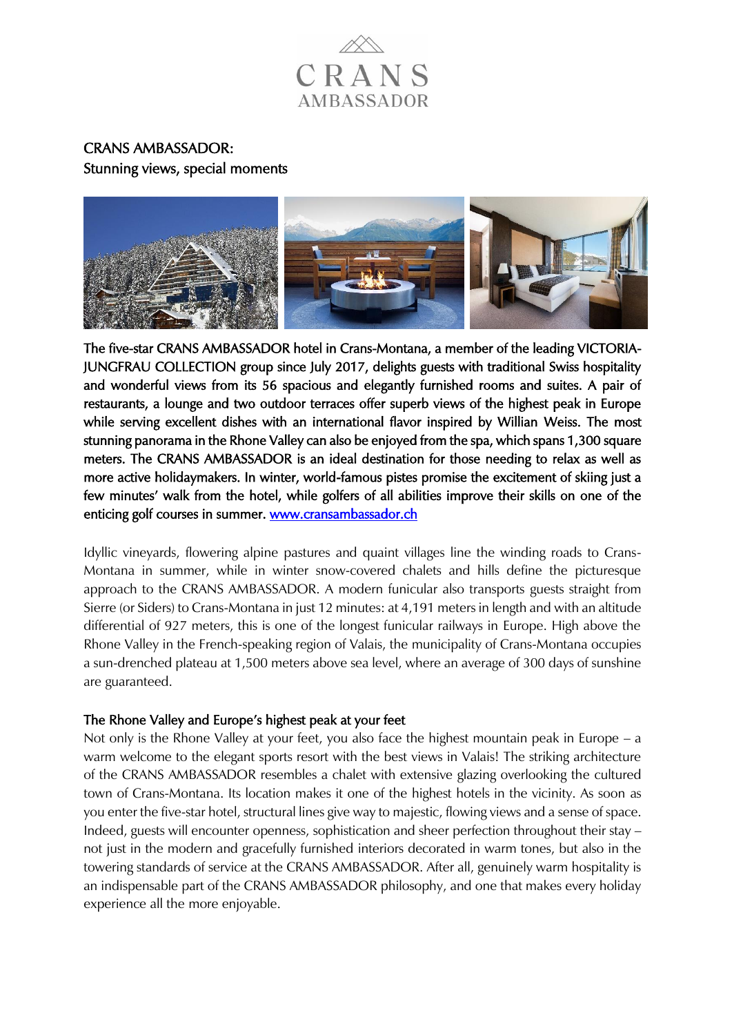CRANS AMBASSADOR

# CRANS AMBASSADOR:
## Stunning views, special moments

**The five-star CRANS AMBASSADOR hotel in Crans-Montana, a member of the leading VICTORIA-JUNGFRAU COLLECTION group since July 2017, delights guests with traditional Swiss hospitality and wonderful views from its 56 spacious and elegantly furnished rooms and suites. A pair of restaurants, a lounge and two outdoor terraces offer superb views of the highest peak in Europe while serving excellent dishes with an international flavor inspired by Willian Weiss. The most stunning panorama in the Rhone Valley can also be enjoyed from the spa, which spans 1,300 square meters. The CRANS AMBASSADOR is an ideal destination for those needing to relax as well as more active holidaymakers. In winter, world-famous pistes promise the excitement of skiing just a few minutes' walk from the hotel, while golfers of all abilities improve their skills on one of the enticing golf courses in summer. [www.cransambassador.ch](http://www.cransambassador.ch)**

Idyllic vineyards, flowering alpine pastures and quaint villages line the winding roads to Crans-Montana in summer, while in winter snow-covered chalets and hills define the picturesque approach to the CRANS AMBASSADOR. A modern funicular also transports guests straight from Sierre (or Siders) to Crans-Montana in just 12 minutes: at 4,191 meters in length and with an altitude differential of 927 meters, this is one of the longest funicular railways in Europe. High above the Rhone Valley in the French-speaking region of Valais, the municipality of Crans-Montana occupies a sun-drenched plateau at 1,500 meters above sea level, where an average of 300 days of sunshine are guaranteed.

### The Rhone Valley and Europe's highest peak at your feet

Not only is the Rhone Valley at your feet, you also face the highest mountain peak in Europe – a warm welcome to the elegant sports resort with the best views in Valais! The striking architecture of the CRANS AMBASSADOR resembles a chalet with extensive glazing overlooking the cultured town of Crans-Montana. Its location makes it one of the highest hotels in the vicinity. As soon as you enter the five-star hotel, structural lines give way to majestic, flowing views and a sense of space. Indeed, guests will encounter openness, sophistication and sheer perfection throughout their stay – not just in the modern and gracefully furnished interiors decorated in warm tones, but also in the towering standards of service at the CRANS AMBASSADOR. After all, genuinely warm hospitality is an indispensable part of the CRANS AMBASSADOR philosophy, and one that makes every holiday experience all the more enjoyable.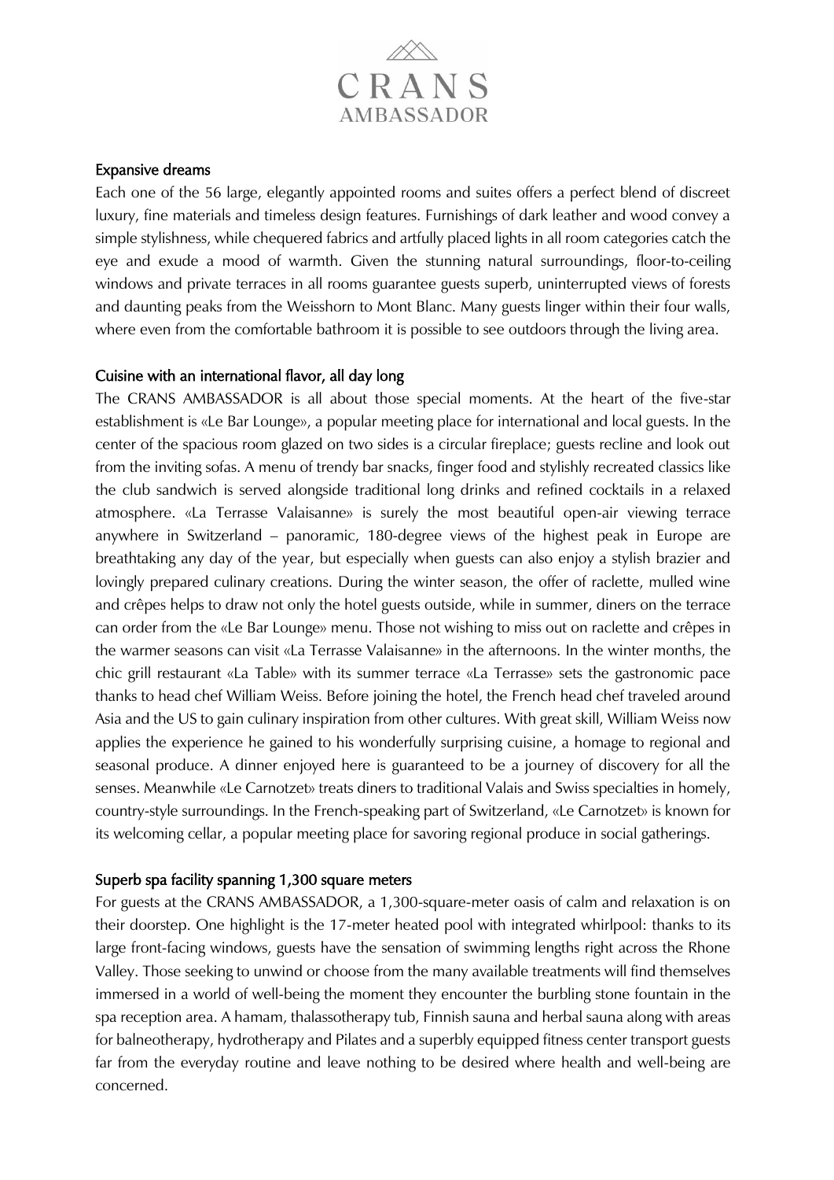## Expansive dreams

Each one of the 56 large, elegantly appointed rooms and suites offers a perfect blend of discreet luxury, fine materials and timeless design features. Furnishings of dark leather and wood convey a simple stylishness, while chequered fabrics and artfully placed lights in all room categories catch the eye and exude a mood of warmth. Given the stunning natural surroundings, floor-to-ceiling windows and private terraces in all rooms guarantee guests superb, uninterrupted views of forests and daunting peaks from the Weisshorn to Mont Blanc. Many guests linger within their four walls, where even from the comfortable bathroom it is possible to see outdoors through the living area.

## Cuisine with an international flavor, all day long

The CRANS AMBASSADOR is all about those special moments. At the heart of the five-star establishment is «Le Bar Lounge», a popular meeting place for international and local guests. In the center of the spacious room glazed on two sides is a circular fireplace; guests recline and look out from the inviting sofas. A menu of trendy bar snacks, finger food and stylishly recreated classics like the club sandwich is served alongside traditional long drinks and refined cocktails in a relaxed atmosphere. «La Terrasse Valaisanne» is surely the most beautiful open-air viewing terrace anywhere in Switzerland – panoramic, 180-degree views of the highest peak in Europe are breathtaking any day of the year, but especially when guests can also enjoy a stylish brazier and lovingly prepared culinary creations. During the winter season, the offer of raclette, mulled wine and crêpes helps to draw not only the hotel guests outside, while in summer, diners on the terrace can order from the «Le Bar Lounge» menu. Those not wishing to miss out on raclette and crêpes in the warmer seasons can visit «La Terrasse Valaisanne» in the afternoons. In the winter months, the chic grill restaurant «La Table» with its summer terrace «La Terrasse» sets the gastronomic pace thanks to head chef William Weiss. Before joining the hotel, the French head chef traveled around Asia and the US to gain culinary inspiration from other cultures. With great skill, William Weiss now applies the experience he gained to his wonderfully surprising cuisine, a homage to regional and seasonal produce. A dinner enjoyed here is guaranteed to be a journey of discovery for all the senses. Meanwhile «Le Carnotzet» treats diners to traditional Valais and Swiss specialties in homely, country-style surroundings. In the French-speaking part of Switzerland, «Le Carnotzet» is known for its welcoming cellar, a popular meeting place for savoring regional produce in social gatherings.

## Superb spa facility spanning 1,300 square meters

For guests at the CRANS AMBASSADOR, a 1,300-square-meter oasis of calm and relaxation is on their doorstep. One highlight is the 17-meter heated pool with integrated whirlpool: thanks to its large front-facing windows, guests have the sensation of swimming lengths right across the Rhone Valley. Those seeking to unwind or choose from the many available treatments will find themselves immersed in a world of well-being the moment they encounter the burbling stone fountain in the spa reception area. A hamam, thalassotherapy tub, Finnish sauna and herbal sauna along with areas for balneotherapy, hydrotherapy and Pilates and a superbly equipped fitness center transport guests far from the everyday routine and leave nothing to be desired where health and well-being are concerned.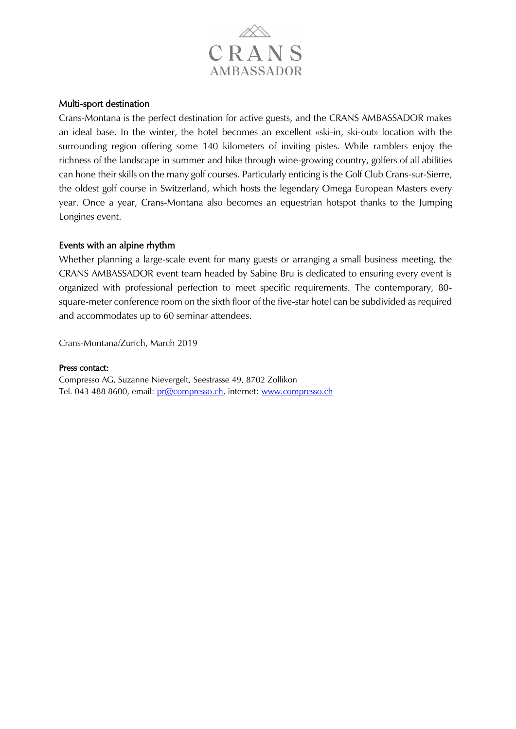## Multi-sport destination

Crans-Montana is the perfect destination for active guests, and the CRANS AMBASSADOR makes an ideal base. In the winter, the hotel becomes an excellent «ski-in, ski-out» location with the surrounding region offering some 140 kilometers of inviting pistes. While ramblers enjoy the richness of the landscape in summer and hike through wine-growing country, golfers of all abilities can hone their skills on the many golf courses. Particularly enticing is the Golf Club Crans-sur-Sierre, the oldest golf course in Switzerland, which hosts the legendary Omega European Masters every year. Once a year, Crans-Montana also becomes an equestrian hotspot thanks to the Jumping Longines event.

## Events with an alpine rhythm

Whether planning a large-scale event for many guests or arranging a small business meeting, the CRANS AMBASSADOR event team headed by Sabine Bru is dedicated to ensuring every event is organized with professional perfection to meet specific requirements. The contemporary, 80-square-meter conference room on the sixth floor of the five-star hotel can be subdivided as required and accommodates up to 60 seminar attendees.

Crans-Montana/Zurich, March 2019

**Press contact:**
Compresso AG, Suzanne Nievergelt, Seestrasse 49, 8702 Zollikon
Tel. 043 488 8600, email: [pr@compresso.ch](mailto:pr@compresso.ch), internet: [www.compresso.ch](http://www.compresso.ch)